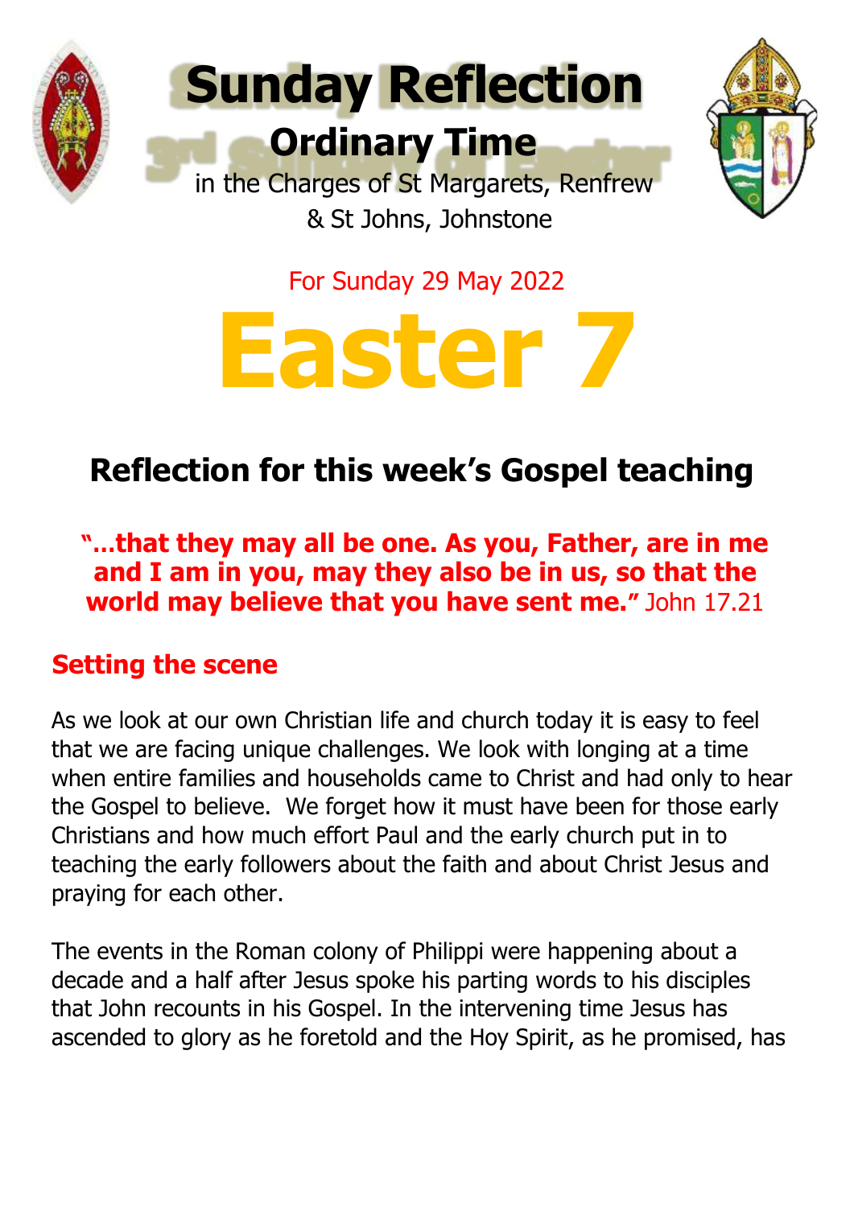# Sunday Reflection

## Ordinary Time

in the Charges of St Margarets, Renfrew
& St Johns, Johnstone

For Sunday 29 May 2022

# Easter 7

## Reflection for this week's Gospel teaching

**"…that they may all be one. As you, Father, are in me and I am in you, may they also be in us, so that the world may believe that you have sent me."** John 17.21

### Setting the scene

As we look at our own Christian life and church today it is easy to feel that we are facing unique challenges. We look with longing at a time when entire families and households came to Christ and had only to hear the Gospel to believe. We forget how it must have been for those early Christians and how much effort Paul and the early church put in to teaching the early followers about the faith and about Christ Jesus and praying for each other.

The events in the Roman colony of Philippi were happening about a decade and a half after Jesus spoke his parting words to his disciples that John recounts in his Gospel. In the intervening time Jesus has ascended to glory as he foretold and the Hoy Spirit, as he promised, has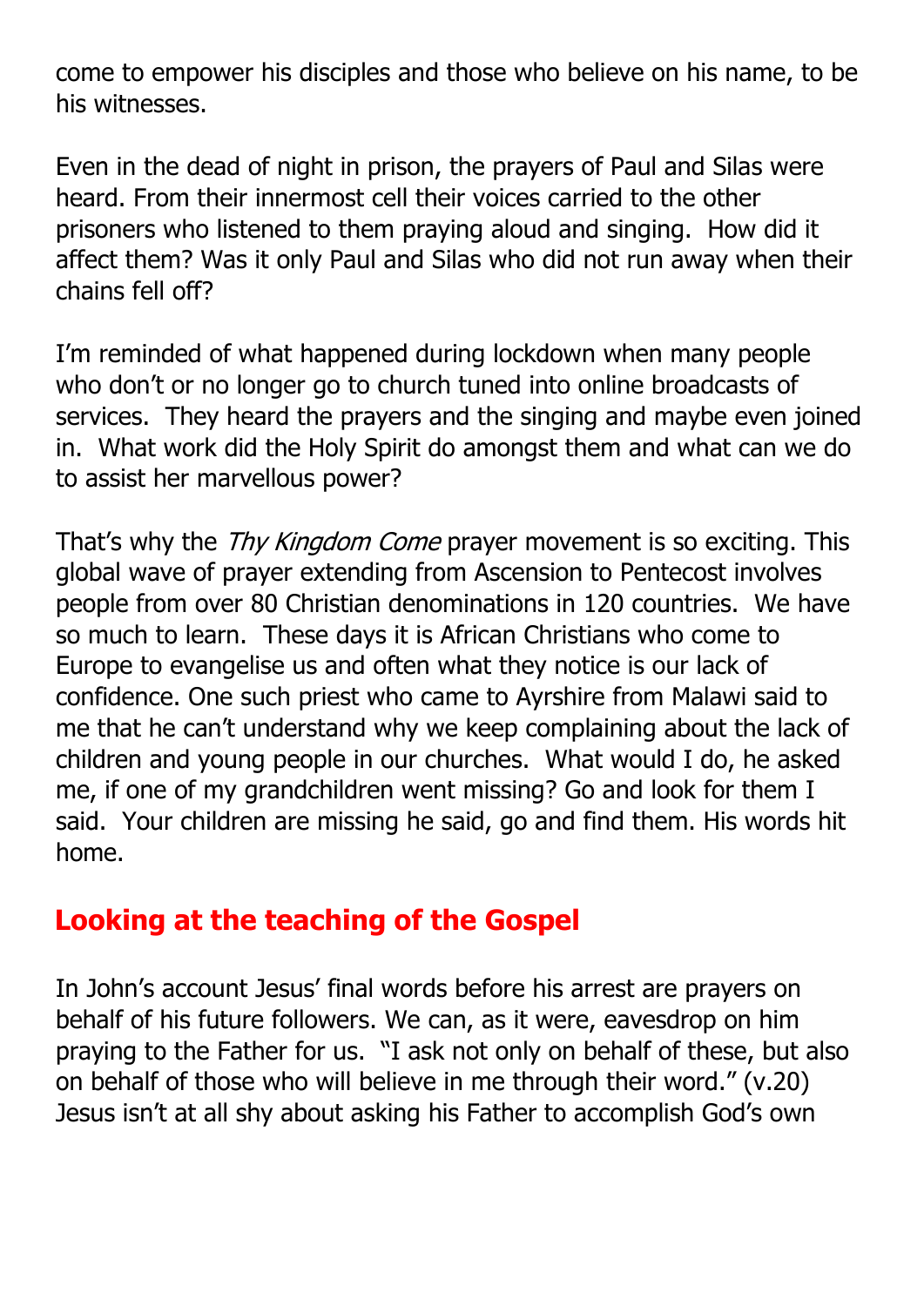come to empower his disciples and those who believe on his name, to be his witnesses.

Even in the dead of night in prison, the prayers of Paul and Silas were heard. From their innermost cell their voices carried to the other prisoners who listened to them praying aloud and singing. How did it affect them? Was it only Paul and Silas who did not run away when their chains fell off?

I'm reminded of what happened during lockdown when many people who don't or no longer go to church tuned into online broadcasts of services. They heard the prayers and the singing and maybe even joined in. What work did the Holy Spirit do amongst them and what can we do to assist her marvellous power?

That's why the *Thy Kingdom Come* prayer movement is so exciting. This global wave of prayer extending from Ascension to Pentecost involves people from over 80 Christian denominations in 120 countries. We have so much to learn. These days it is African Christians who come to Europe to evangelise us and often what they notice is our lack of confidence. One such priest who came to Ayrshire from Malawi said to me that he can't understand why we keep complaining about the lack of children and young people in our churches. What would I do, he asked me, if one of my grandchildren went missing? Go and look for them I said. Your children are missing he said, go and find them. His words hit home.

## Looking at the teaching of the Gospel

In John's account Jesus' final words before his arrest are prayers on behalf of his future followers. We can, as it were, eavesdrop on him praying to the Father for us. "I ask not only on behalf of these, but also on behalf of those who will believe in me through their word." (v.20) Jesus isn't at all shy about asking his Father to accomplish God's own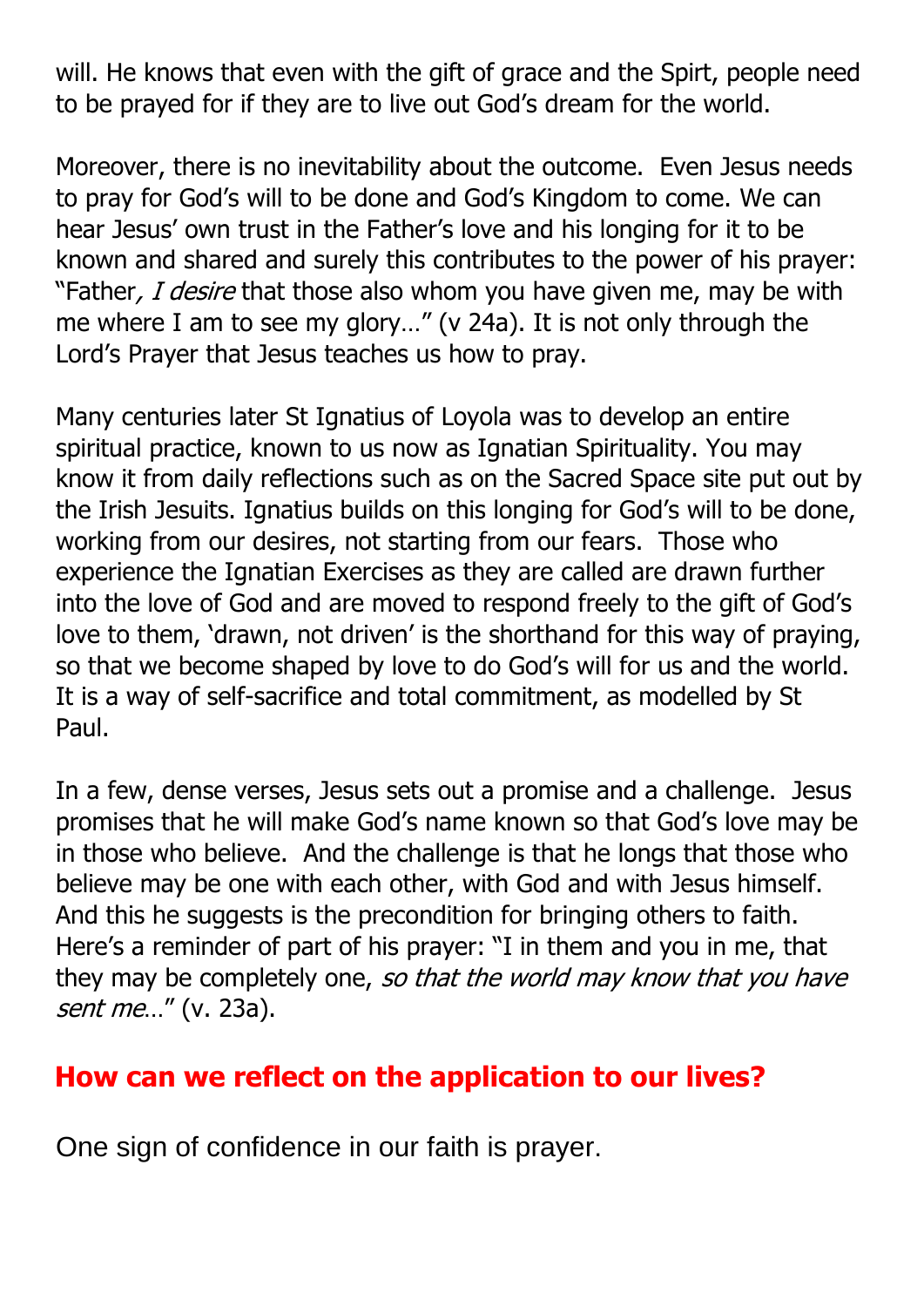will. He knows that even with the gift of grace and the Spirt, people need to be prayed for if they are to live out God's dream for the world.

Moreover, there is no inevitability about the outcome. Even Jesus needs to pray for God's will to be done and God's Kingdom to come. We can hear Jesus' own trust in the Father's love and his longing for it to be known and shared and surely this contributes to the power of his prayer: "Father*, I desire* that those also whom you have given me, may be with me where I am to see my glory…" (v 24a). It is not only through the Lord's Prayer that Jesus teaches us how to pray.

Many centuries later St Ignatius of Loyola was to develop an entire spiritual practice, known to us now as Ignatian Spirituality. You may know it from daily reflections such as on the Sacred Space site put out by the Irish Jesuits. Ignatius builds on this longing for God's will to be done, working from our desires, not starting from our fears. Those who experience the Ignatian Exercises as they are called are drawn further into the love of God and are moved to respond freely to the gift of God's love to them, 'drawn, not driven' is the shorthand for this way of praying, so that we become shaped by love to do God's will for us and the world. It is a way of self-sacrifice and total commitment, as modelled by St Paul.

In a few, dense verses, Jesus sets out a promise and a challenge. Jesus promises that he will make God's name known so that God's love may be in those who believe. And the challenge is that he longs that those who believe may be one with each other, with God and with Jesus himself. And this he suggests is the precondition for bringing others to faith. Here's a reminder of part of his prayer: "I in them and you in me, that they may be completely one, *so that the world may know that you have sent me*…" (v. 23a).

## How can we reflect on the application to our lives?

One sign of confidence in our faith is prayer.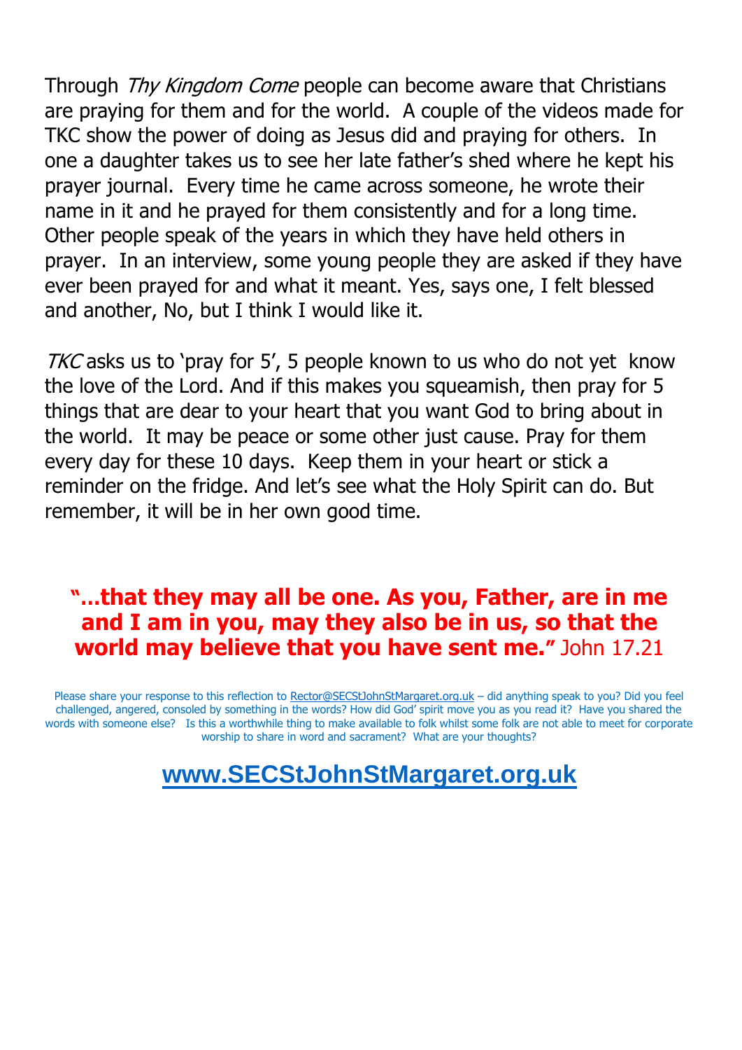Through *Thy Kingdom Come* people can become aware that Christians are praying for them and for the world.  A couple of the videos made for TKC show the power of doing as Jesus did and praying for others.  In one a daughter takes us to see her late father's shed where he kept his prayer journal.  Every time he came across someone, he wrote their name in it and he prayed for them consistently and for a long time.  Other people speak of the years in which they have held others in prayer.  In an interview, some young people they are asked if they have ever been prayed for and what it meant. Yes, says one, I felt blessed and another, No, but I think I would like it.

*TKC* asks us to 'pray for 5', 5 people known to us who do not yet  know the love of the Lord. And if this makes you squeamish, then pray for 5 things that are dear to your heart that you want God to bring about in the world.  It may be peace or some other just cause. Pray for them every day for these 10 days.  Keep them in your heart or stick a reminder on the fridge. And let's see what the Holy Spirit can do. But remember, it will be in her own good time.

**"…that they may all be one. As you, Father, are in me and I am in you, may they also be in us, so that the world may believe that you have sent me."** John 17.21

Please share your response to this reflection to Rector@SECStJohnStMargaret.org.uk – did anything speak to you? Did you feel challenged, angered, consoled by something in the words? How did God' spirit move you as you read it?  Have you shared the words with someone else?   Is this a worthwhile thing to make available to folk whilst some folk are not able to meet for corporate worship to share in word and sacrament?  What are your thoughts?

**www.SECStJohnStMargaret.org.uk**